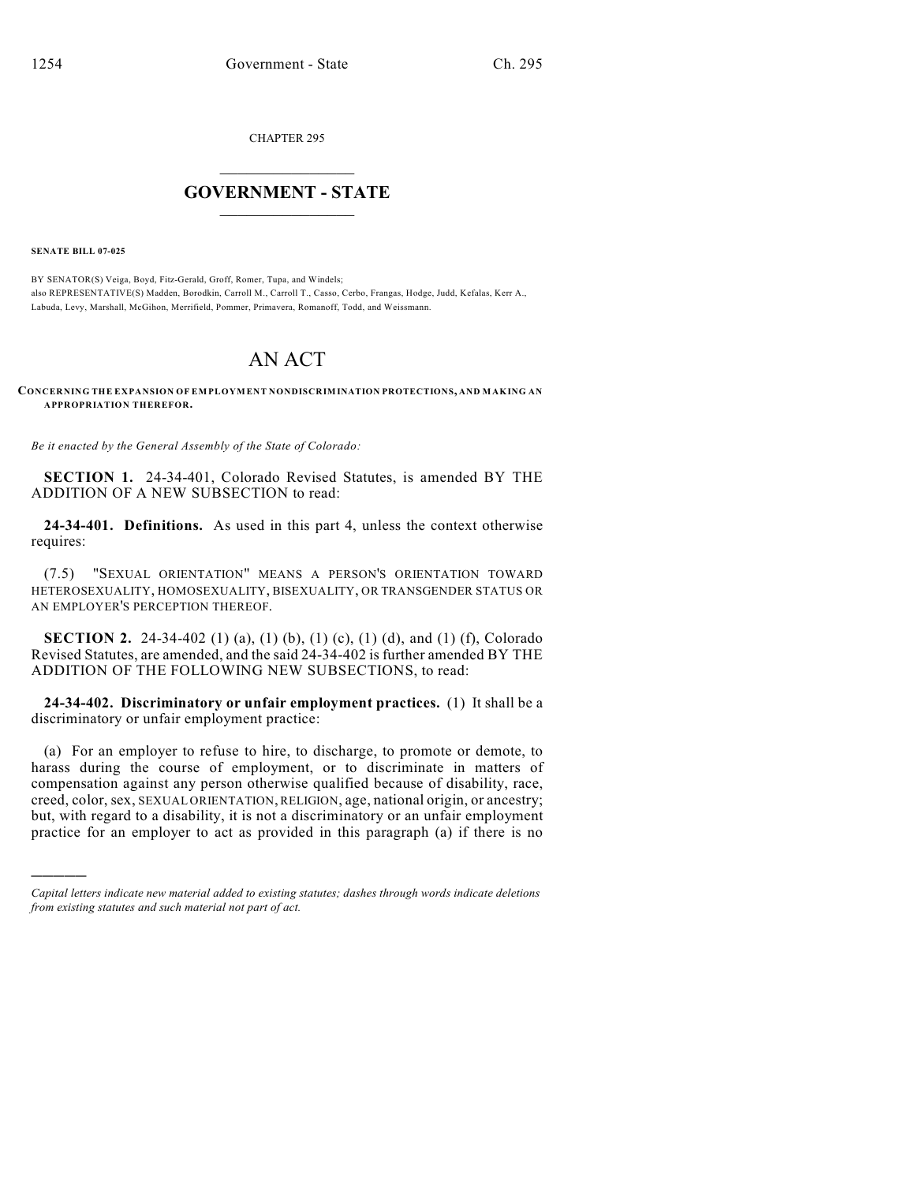CHAPTER 295

# GOVERNMENT - STATE

**SENATE BILL 07-025**

BY SENATOR(S) Veiga, Boyd, Fitz-Gerald, Groff, Romer, Tupa, and Windels;
also REPRESENTATIVE(S) Madden, Borodkin, Carroll M., Carroll T., Casso, Cerbo, Frangas, Hodge, Judd, Kefalas, Kerr A., Labuda, Levy, Marshall, McGihon, Merrifield, Pommer, Primavera, Romanoff, Todd, and Weissmann.

# AN ACT

**CONCERNING THE EXPANSION OF EMPLOYMENT NONDISCRIMINATION PROTECTIONS, AND MAKING AN APPROPRIATION THEREFOR.**

*Be it enacted by the General Assembly of the State of Colorado:*

**SECTION 1.** 24-34-401, Colorado Revised Statutes, is amended BY THE ADDITION OF A NEW SUBSECTION to read:

**24-34-401. Definitions.** As used in this part 4, unless the context otherwise requires:

(7.5) "SEXUAL ORIENTATION" MEANS A PERSON'S ORIENTATION TOWARD HETEROSEXUALITY, HOMOSEXUALITY, BISEXUALITY, OR TRANSGENDER STATUS OR AN EMPLOYER'S PERCEPTION THEREOF.

**SECTION 2.** 24-34-402 (1) (a), (1) (b), (1) (c), (1) (d), and (1) (f), Colorado Revised Statutes, are amended, and the said 24-34-402 is further amended BY THE ADDITION OF THE FOLLOWING NEW SUBSECTIONS, to read:

**24-34-402. Discriminatory or unfair employment practices.** (1) It shall be a discriminatory or unfair employment practice:

(a) For an employer to refuse to hire, to discharge, to promote or demote, to harass during the course of employment, or to discriminate in matters of compensation against any person otherwise qualified because of disability, race, creed, color, sex, SEXUAL ORIENTATION, RELIGION, age, national origin, or ancestry; but, with regard to a disability, it is not a discriminatory or an unfair employment practice for an employer to act as provided in this paragraph (a) if there is no

*Capital letters indicate new material added to existing statutes; dashes through words indicate deletions from existing statutes and such material not part of act.*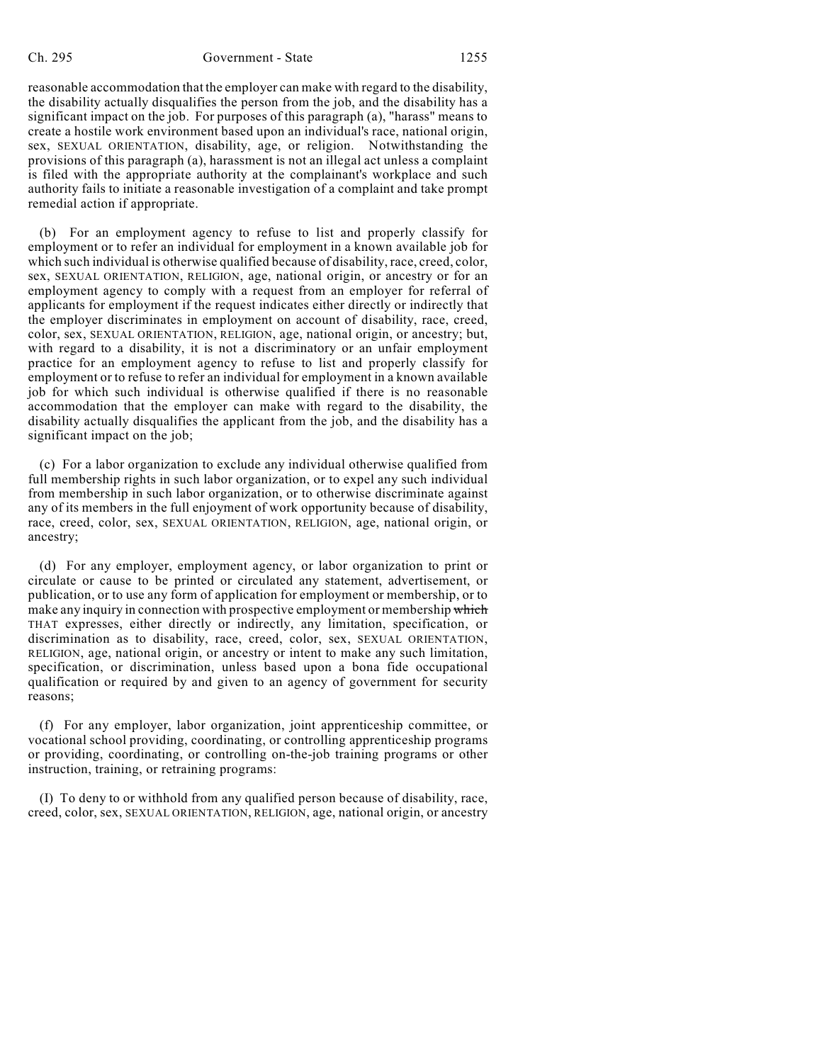reasonable accommodation that the employer can make with regard to the disability, the disability actually disqualifies the person from the job, and the disability has a significant impact on the job. For purposes of this paragraph (a), "harass" means to create a hostile work environment based upon an individual's race, national origin, sex, SEXUAL ORIENTATION, disability, age, or religion. Notwithstanding the provisions of this paragraph (a), harassment is not an illegal act unless a complaint is filed with the appropriate authority at the complainant's workplace and such authority fails to initiate a reasonable investigation of a complaint and take prompt remedial action if appropriate.

(b) For an employment agency to refuse to list and properly classify for employment or to refer an individual for employment in a known available job for which such individual is otherwise qualified because of disability, race, creed, color, sex, SEXUAL ORIENTATION, RELIGION, age, national origin, or ancestry or for an employment agency to comply with a request from an employer for referral of applicants for employment if the request indicates either directly or indirectly that the employer discriminates in employment on account of disability, race, creed, color, sex, SEXUAL ORIENTATION, RELIGION, age, national origin, or ancestry; but, with regard to a disability, it is not a discriminatory or an unfair employment practice for an employment agency to refuse to list and properly classify for employment or to refuse to refer an individual for employment in a known available job for which such individual is otherwise qualified if there is no reasonable accommodation that the employer can make with regard to the disability, the disability actually disqualifies the applicant from the job, and the disability has a significant impact on the job;

(c) For a labor organization to exclude any individual otherwise qualified from full membership rights in such labor organization, or to expel any such individual from membership in such labor organization, or to otherwise discriminate against any of its members in the full enjoyment of work opportunity because of disability, race, creed, color, sex, SEXUAL ORIENTATION, RELIGION, age, national origin, or ancestry;

(d) For any employer, employment agency, or labor organization to print or circulate or cause to be printed or circulated any statement, advertisement, or publication, or to use any form of application for employment or membership, or to make any inquiry in connection with prospective employment or membership ~~which~~ THAT expresses, either directly or indirectly, any limitation, specification, or discrimination as to disability, race, creed, color, sex, SEXUAL ORIENTATION, RELIGION, age, national origin, or ancestry or intent to make any such limitation, specification, or discrimination, unless based upon a bona fide occupational qualification or required by and given to an agency of government for security reasons;

(f) For any employer, labor organization, joint apprenticeship committee, or vocational school providing, coordinating, or controlling apprenticeship programs or providing, coordinating, or controlling on-the-job training programs or other instruction, training, or retraining programs:

(I) To deny to or withhold from any qualified person because of disability, race, creed, color, sex, SEXUAL ORIENTATION, RELIGION, age, national origin, or ancestry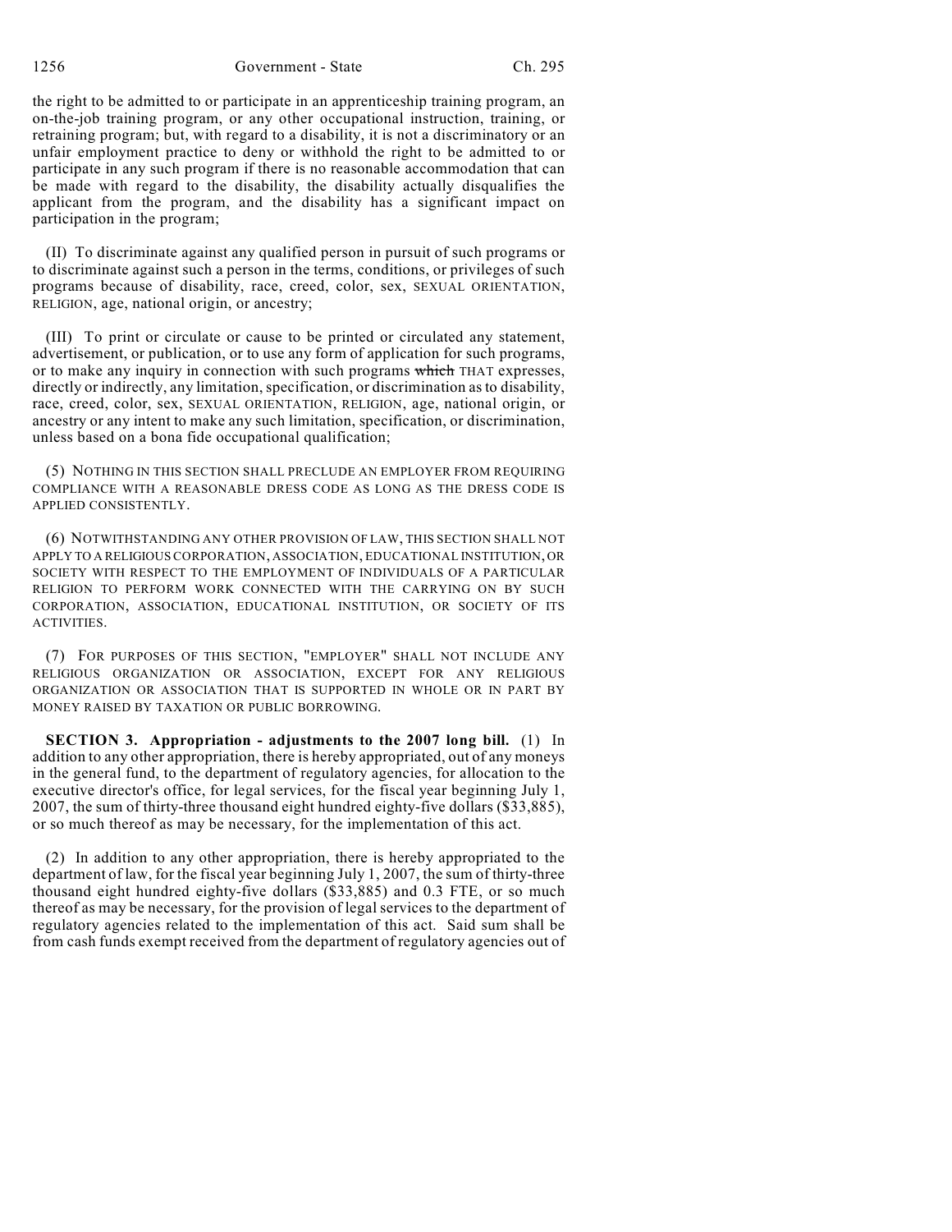the right to be admitted to or participate in an apprenticeship training program, an on-the-job training program, or any other occupational instruction, training, or retraining program; but, with regard to a disability, it is not a discriminatory or an unfair employment practice to deny or withhold the right to be admitted to or participate in any such program if there is no reasonable accommodation that can be made with regard to the disability, the disability actually disqualifies the applicant from the program, and the disability has a significant impact on participation in the program;

(II) To discriminate against any qualified person in pursuit of such programs or to discriminate against such a person in the terms, conditions, or privileges of such programs because of disability, race, creed, color, sex, SEXUAL ORIENTATION, RELIGION, age, national origin, or ancestry;

(III) To print or circulate or cause to be printed or circulated any statement, advertisement, or publication, or to use any form of application for such programs, or to make any inquiry in connection with such programs ~~which~~ THAT expresses, directly or indirectly, any limitation, specification, or discrimination as to disability, race, creed, color, sex, SEXUAL ORIENTATION, RELIGION, age, national origin, or ancestry or any intent to make any such limitation, specification, or discrimination, unless based on a bona fide occupational qualification;

(5) NOTHING IN THIS SECTION SHALL PRECLUDE AN EMPLOYER FROM REQUIRING COMPLIANCE WITH A REASONABLE DRESS CODE AS LONG AS THE DRESS CODE IS APPLIED CONSISTENTLY.

(6) NOTWITHSTANDING ANY OTHER PROVISION OF LAW, THIS SECTION SHALL NOT APPLY TO A RELIGIOUS CORPORATION, ASSOCIATION, EDUCATIONAL INSTITUTION, OR SOCIETY WITH RESPECT TO THE EMPLOYMENT OF INDIVIDUALS OF A PARTICULAR RELIGION TO PERFORM WORK CONNECTED WITH THE CARRYING ON BY SUCH CORPORATION, ASSOCIATION, EDUCATIONAL INSTITUTION, OR SOCIETY OF ITS ACTIVITIES.

(7) FOR PURPOSES OF THIS SECTION, "EMPLOYER" SHALL NOT INCLUDE ANY RELIGIOUS ORGANIZATION OR ASSOCIATION, EXCEPT FOR ANY RELIGIOUS ORGANIZATION OR ASSOCIATION THAT IS SUPPORTED IN WHOLE OR IN PART BY MONEY RAISED BY TAXATION OR PUBLIC BORROWING.

**SECTION 3. Appropriation - adjustments to the 2007 long bill.** (1) In addition to any other appropriation, there is hereby appropriated, out of any moneys in the general fund, to the department of regulatory agencies, for allocation to the executive director's office, for legal services, for the fiscal year beginning July 1, 2007, the sum of thirty-three thousand eight hundred eighty-five dollars ($33,885), or so much thereof as may be necessary, for the implementation of this act.

(2) In addition to any other appropriation, there is hereby appropriated to the department of law, for the fiscal year beginning July 1, 2007, the sum of thirty-three thousand eight hundred eighty-five dollars ($33,885) and 0.3 FTE, or so much thereof as may be necessary, for the provision of legal services to the department of regulatory agencies related to the implementation of this act. Said sum shall be from cash funds exempt received from the department of regulatory agencies out of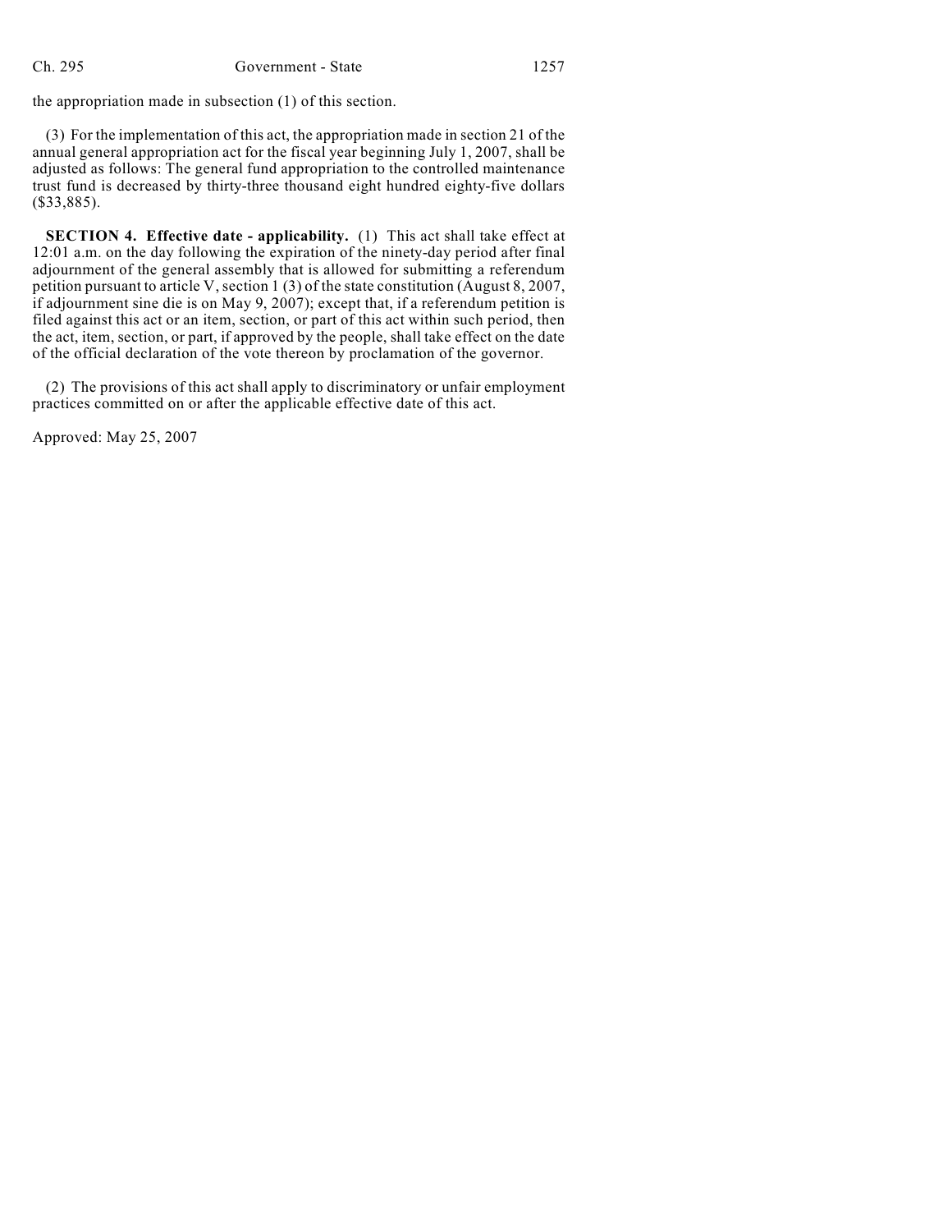the appropriation made in subsection (1) of this section.

(3) For the implementation of this act, the appropriation made in section 21 of the annual general appropriation act for the fiscal year beginning July 1, 2007, shall be adjusted as follows: The general fund appropriation to the controlled maintenance trust fund is decreased by thirty-three thousand eight hundred eighty-five dollars ($33,885).

**SECTION 4. Effective date - applicability.** (1) This act shall take effect at 12:01 a.m. on the day following the expiration of the ninety-day period after final adjournment of the general assembly that is allowed for submitting a referendum petition pursuant to article V, section 1 (3) of the state constitution (August 8, 2007, if adjournment sine die is on May 9, 2007); except that, if a referendum petition is filed against this act or an item, section, or part of this act within such period, then the act, item, section, or part, if approved by the people, shall take effect on the date of the official declaration of the vote thereon by proclamation of the governor.

(2) The provisions of this act shall apply to discriminatory or unfair employment practices committed on or after the applicable effective date of this act.

Approved: May 25, 2007